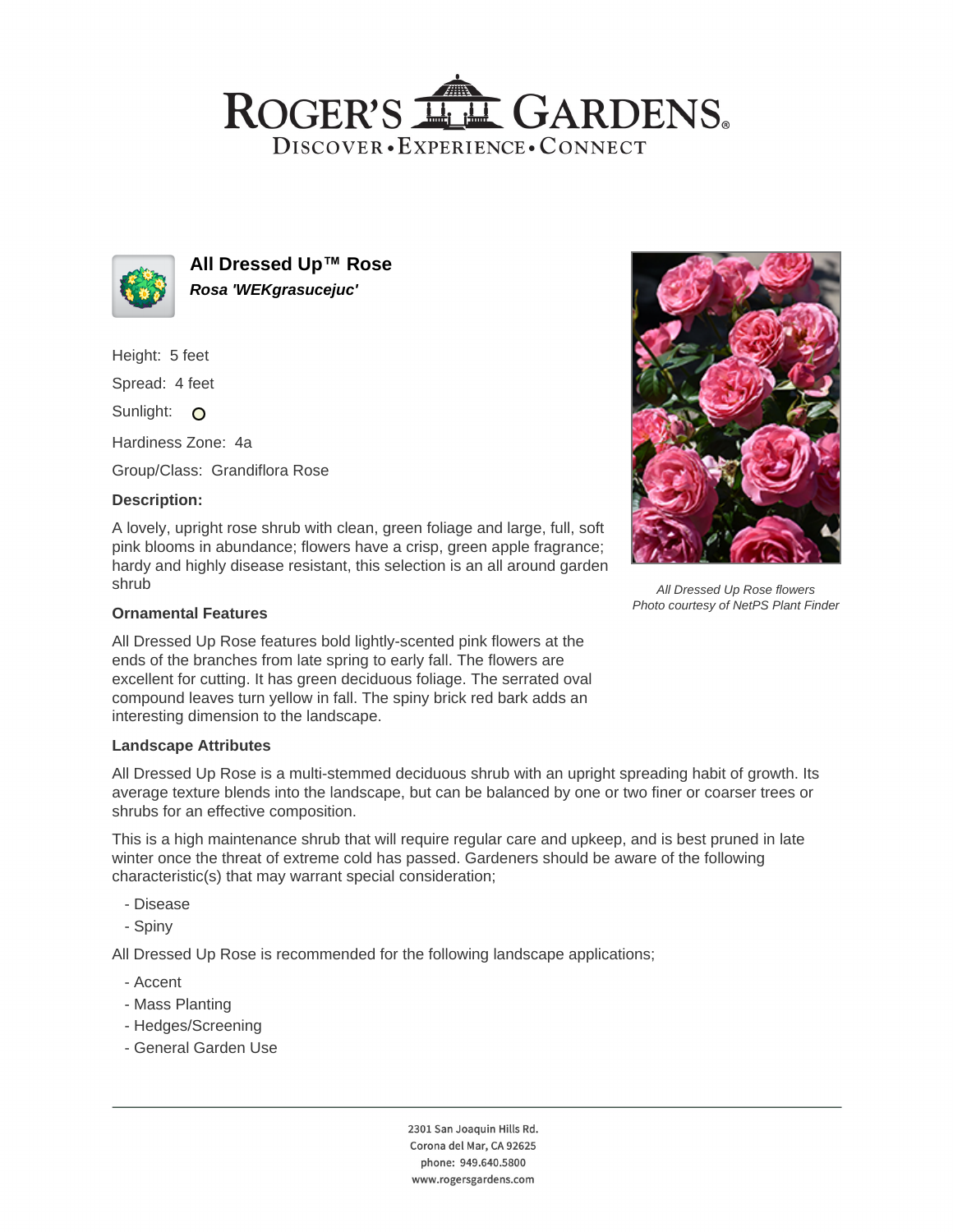# ROGER'S GARDENS

DISCOVER • EXPERIENCE • CONNECT

## All Dressed Up™ Rose

***Rosa 'WEKgrasucejuc'***

Height: 5 feet

Spread: 4 feet

Sunlight: O

Hardiness Zone: 4a

Group/Class: Grandiflora Rose

### Description:

A lovely, upright rose shrub with clean, green foliage and large, full, soft pink blooms in abundance; flowers have a crisp, green apple fragrance; hardy and highly disease resistant, this selection is an all around garden shrub

*All Dressed Up Rose flowers*
*Photo courtesy of NetPS Plant Finder*

### Ornamental Features

All Dressed Up Rose features bold lightly-scented pink flowers at the ends of the branches from late spring to early fall. The flowers are excellent for cutting. It has green deciduous foliage. The serrated oval compound leaves turn yellow in fall. The spiny brick red bark adds an interesting dimension to the landscape.

### Landscape Attributes

All Dressed Up Rose is a multi-stemmed deciduous shrub with an upright spreading habit of growth. Its average texture blends into the landscape, but can be balanced by one or two finer or coarser trees or shrubs for an effective composition.

This is a high maintenance shrub that will require regular care and upkeep, and is best pruned in late winter once the threat of extreme cold has passed. Gardeners should be aware of the following characteristic(s) that may warrant special consideration;

- Disease
- Spiny

All Dressed Up Rose is recommended for the following landscape applications;

- Accent
- Mass Planting
- Hedges/Screening
- General Garden Use

2301 San Joaquin Hills Rd.
Corona del Mar, CA 92625
phone: 949.640.5800
www.rogersgardens.com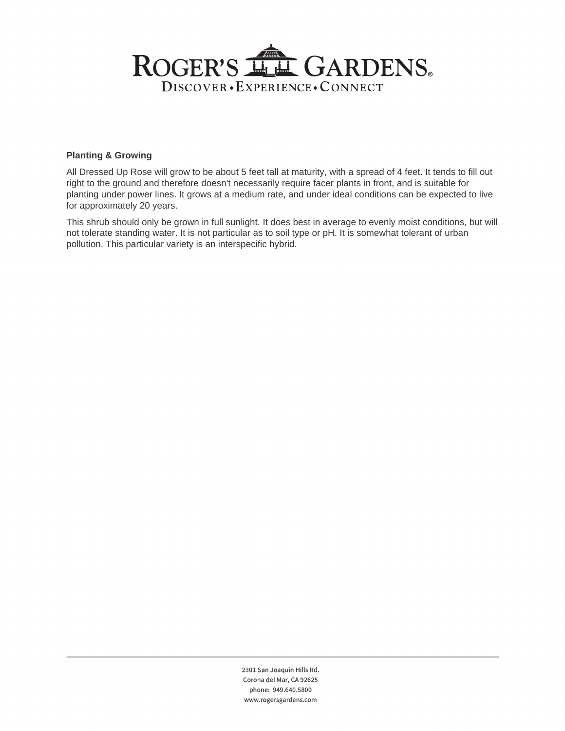### Planting & Growing

All Dressed Up Rose will grow to be about 5 feet tall at maturity, with a spread of 4 feet. It tends to fill out right to the ground and therefore doesn't necessarily require facer plants in front, and is suitable for planting under power lines. It grows at a medium rate, and under ideal conditions can be expected to live for approximately 20 years.

This shrub should only be grown in full sunlight. It does best in average to evenly moist conditions, but will not tolerate standing water. It is not particular as to soil type or pH. It is somewhat tolerant of urban pollution. This particular variety is an interspecific hybrid.